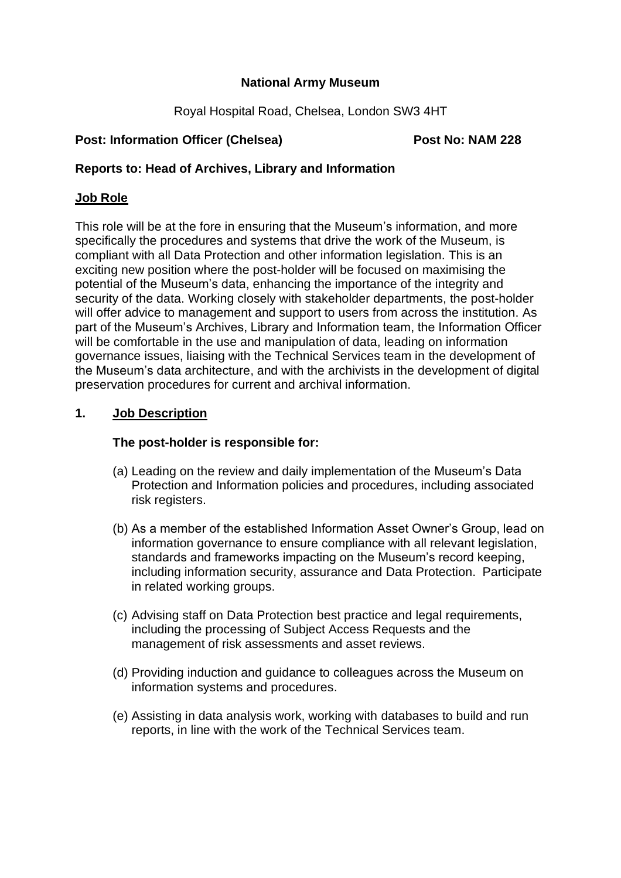**National Army Museum**

Royal Hospital Road, Chelsea, London SW3 4HT

**Post: Information Officer (Chelsea)** **Post No: NAM 228**

**Reports to: Head of Archives, Library and Information**

## Job Role

This role will be at the fore in ensuring that the Museum's information, and more specifically the procedures and systems that drive the work of the Museum, is compliant with all Data Protection and other information legislation. This is an exciting new position where the post-holder will be focused on maximising the potential of the Museum's data, enhancing the importance of the integrity and security of the data. Working closely with stakeholder departments, the post-holder will offer advice to management and support to users from across the institution. As part of the Museum's Archives, Library and Information team, the Information Officer will be comfortable in the use and manipulation of data, leading on information governance issues, liaising with the Technical Services team in the development of the Museum's data architecture, and with the archivists in the development of digital preservation procedures for current and archival information.

## 1. Job Description

**The post-holder is responsible for:**

(a) Leading on the review and daily implementation of the Museum's Data Protection and Information policies and procedures, including associated risk registers.

(b) As a member of the established Information Asset Owner's Group, lead on information governance to ensure compliance with all relevant legislation, standards and frameworks impacting on the Museum's record keeping, including information security, assurance and Data Protection. Participate in related working groups.

(c) Advising staff on Data Protection best practice and legal requirements, including the processing of Subject Access Requests and the management of risk assessments and asset reviews.

(d) Providing induction and guidance to colleagues across the Museum on information systems and procedures.

(e) Assisting in data analysis work, working with databases to build and run reports, in line with the work of the Technical Services team.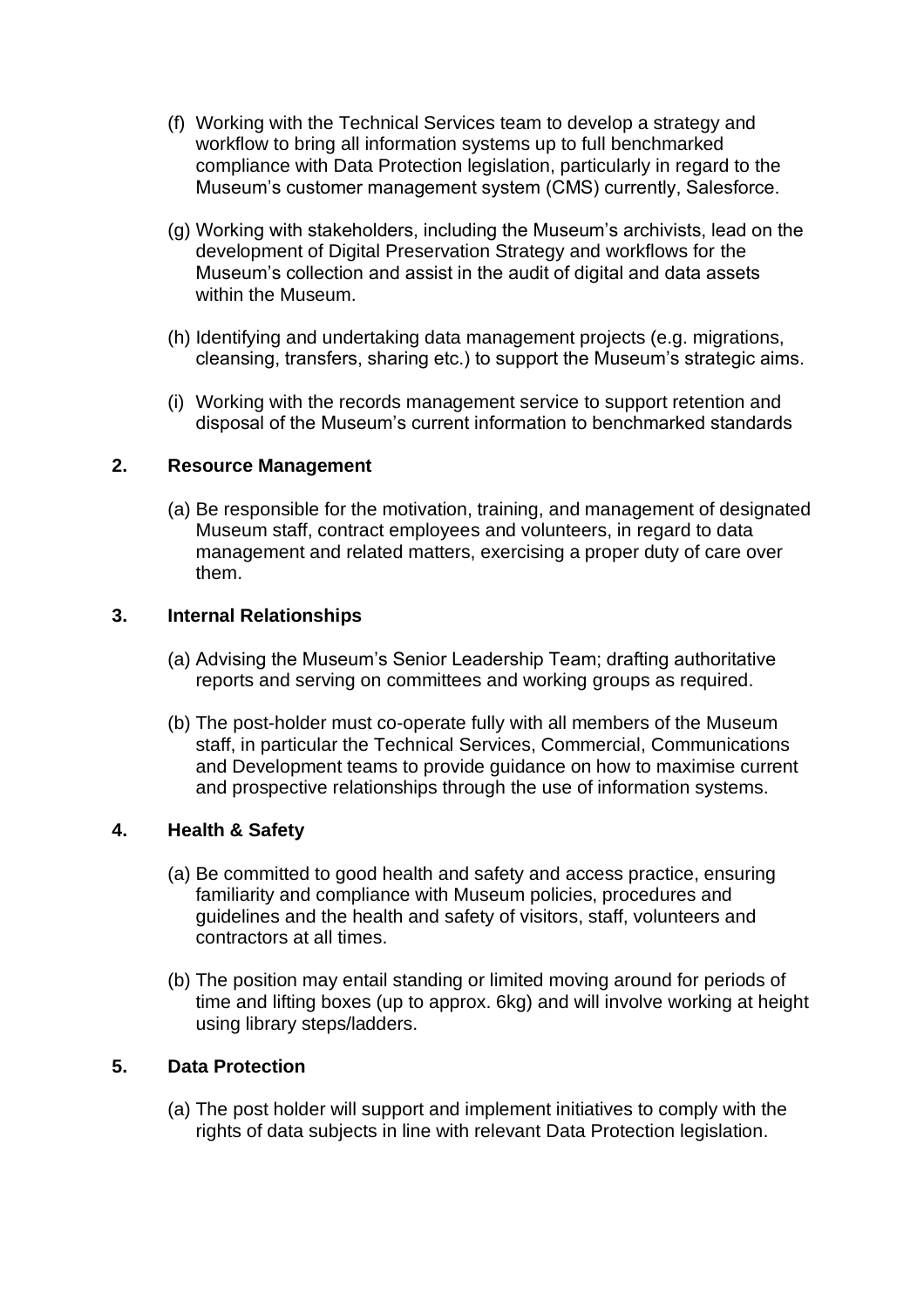(f) Working with the Technical Services team to develop a strategy and workflow to bring all information systems up to full benchmarked compliance with Data Protection legislation, particularly in regard to the Museum's customer management system (CMS) currently, Salesforce.

(g) Working with stakeholders, including the Museum's archivists, lead on the development of Digital Preservation Strategy and workflows for the Museum's collection and assist in the audit of digital and data assets within the Museum.

(h) Identifying and undertaking data management projects (e.g. migrations, cleansing, transfers, sharing etc.) to support the Museum's strategic aims.

(i) Working with the records management service to support retention and disposal of the Museum's current information to benchmarked standards

## 2. Resource Management

(a) Be responsible for the motivation, training, and management of designated Museum staff, contract employees and volunteers, in regard to data management and related matters, exercising a proper duty of care over them.

## 3. Internal Relationships

(a) Advising the Museum's Senior Leadership Team; drafting authoritative reports and serving on committees and working groups as required.

(b) The post-holder must co-operate fully with all members of the Museum staff, in particular the Technical Services, Commercial, Communications and Development teams to provide guidance on how to maximise current and prospective relationships through the use of information systems.

## 4. Health & Safety

(a) Be committed to good health and safety and access practice, ensuring familiarity and compliance with Museum policies, procedures and guidelines and the health and safety of visitors, staff, volunteers and contractors at all times.

(b) The position may entail standing or limited moving around for periods of time and lifting boxes (up to approx. 6kg) and will involve working at height using library steps/ladders.

## 5. Data Protection

(a) The post holder will support and implement initiatives to comply with the rights of data subjects in line with relevant Data Protection legislation.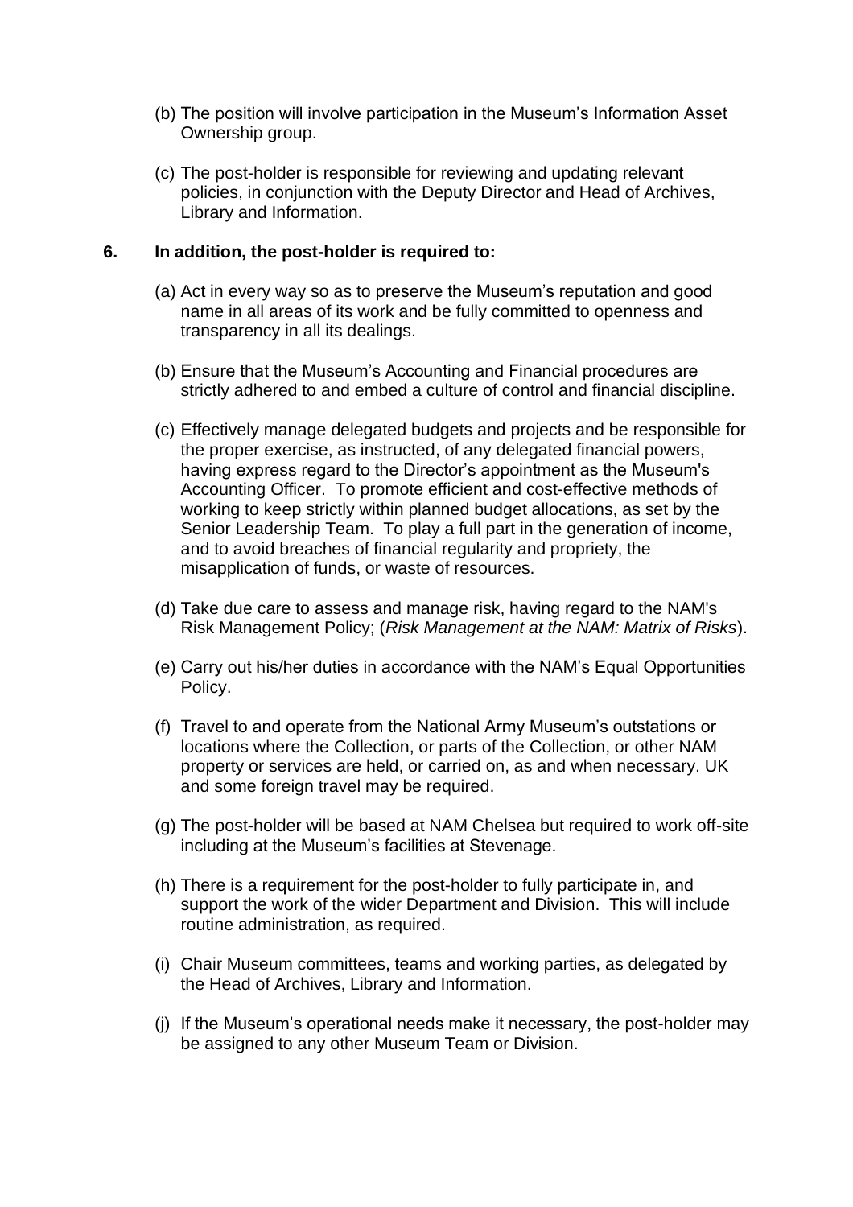(b) The position will involve participation in the Museum's Information Asset Ownership group.

(c) The post-holder is responsible for reviewing and updating relevant policies, in conjunction with the Deputy Director and Head of Archives, Library and Information.

**6. In addition, the post-holder is required to:**

(a) Act in every way so as to preserve the Museum's reputation and good name in all areas of its work and be fully committed to openness and transparency in all its dealings.

(b) Ensure that the Museum's Accounting and Financial procedures are strictly adhered to and embed a culture of control and financial discipline.

(c) Effectively manage delegated budgets and projects and be responsible for the proper exercise, as instructed, of any delegated financial powers, having express regard to the Director's appointment as the Museum's Accounting Officer. To promote efficient and cost-effective methods of working to keep strictly within planned budget allocations, as set by the Senior Leadership Team. To play a full part in the generation of income, and to avoid breaches of financial regularity and propriety, the misapplication of funds, or waste of resources.

(d) Take due care to assess and manage risk, having regard to the NAM's Risk Management Policy; (*Risk Management at the NAM: Matrix of Risks*).

(e) Carry out his/her duties in accordance with the NAM's Equal Opportunities Policy.

(f) Travel to and operate from the National Army Museum's outstations or locations where the Collection, or parts of the Collection, or other NAM property or services are held, or carried on, as and when necessary. UK and some foreign travel may be required.

(g) The post-holder will be based at NAM Chelsea but required to work off-site including at the Museum's facilities at Stevenage.

(h) There is a requirement for the post-holder to fully participate in, and support the work of the wider Department and Division. This will include routine administration, as required.

(i) Chair Museum committees, teams and working parties, as delegated by the Head of Archives, Library and Information.

(j) If the Museum's operational needs make it necessary, the post-holder may be assigned to any other Museum Team or Division.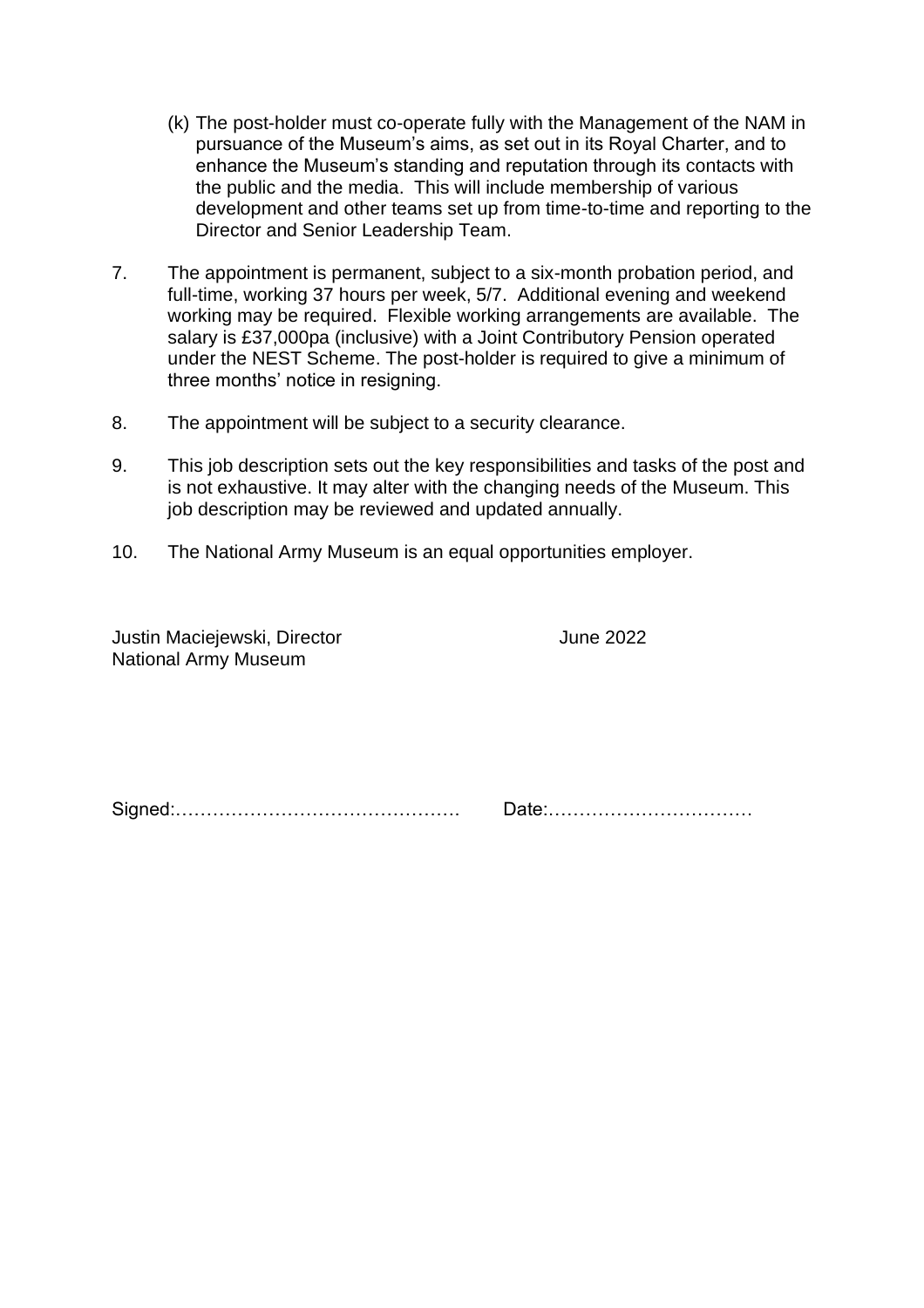(k) The post-holder must co-operate fully with the Management of the NAM in pursuance of the Museum's aims, as set out in its Royal Charter, and to enhance the Museum's standing and reputation through its contacts with the public and the media. This will include membership of various development and other teams set up from time-to-time and reporting to the Director and Senior Leadership Team.

7. The appointment is permanent, subject to a six-month probation period, and full-time, working 37 hours per week, 5/7. Additional evening and weekend working may be required. Flexible working arrangements are available. The salary is £37,000pa (inclusive) with a Joint Contributory Pension operated under the NEST Scheme. The post-holder is required to give a minimum of three months' notice in resigning.

8. The appointment will be subject to a security clearance.

9. This job description sets out the key responsibilities and tasks of the post and is not exhaustive. It may alter with the changing needs of the Museum. This job description may be reviewed and updated annually.

10. The National Army Museum is an equal opportunities employer.

Justin Maciejewski, Director
National Army Museum

June 2022

Signed:………………………………………. Date:……………………………